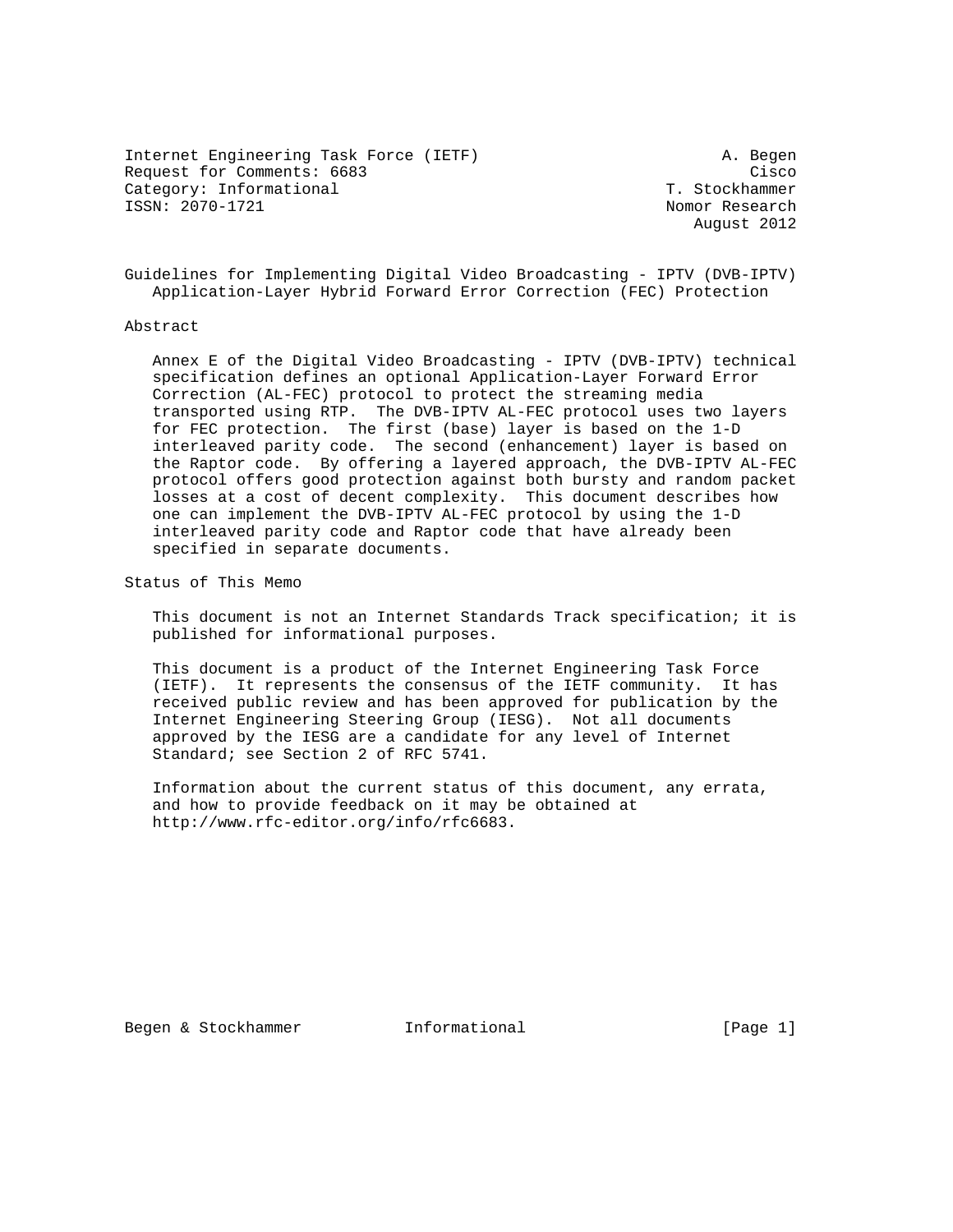Internet Engineering Task Force (IETF)  A. Begen
Request for Comments: 6683  Cisco
Category: Informational  T. Stockhammer
ISSN: 2070-1721  Nomor Research
August 2012

# Guidelines for Implementing Digital Video Broadcasting - IPTV (DVB-IPTV) Application-Layer Hybrid Forward Error Correction (FEC) Protection

## Abstract

Annex E of the Digital Video Broadcasting - IPTV (DVB-IPTV) technical specification defines an optional Application-Layer Forward Error Correction (AL-FEC) protocol to protect the streaming media transported using RTP. The DVB-IPTV AL-FEC protocol uses two layers for FEC protection. The first (base) layer is based on the 1-D interleaved parity code. The second (enhancement) layer is based on the Raptor code. By offering a layered approach, the DVB-IPTV AL-FEC protocol offers good protection against both bursty and random packet losses at a cost of decent complexity. This document describes how one can implement the DVB-IPTV AL-FEC protocol by using the 1-D interleaved parity code and Raptor code that have already been specified in separate documents.

## Status of This Memo

This document is not an Internet Standards Track specification; it is published for informational purposes.

This document is a product of the Internet Engineering Task Force (IETF). It represents the consensus of the IETF community. It has received public review and has been approved for publication by the Internet Engineering Steering Group (IESG). Not all documents approved by the IESG are a candidate for any level of Internet Standard; see Section 2 of RFC 5741.

Information about the current status of this document, any errata, and how to provide feedback on it may be obtained at http://www.rfc-editor.org/info/rfc6683.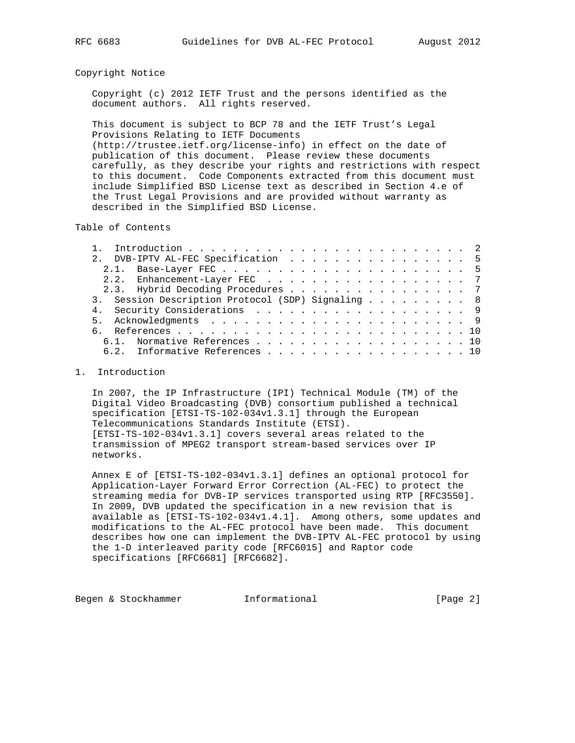## Copyright Notice

Copyright (c) 2012 IETF Trust and the persons identified as the document authors. All rights reserved.

This document is subject to BCP 78 and the IETF Trust's Legal Provisions Relating to IETF Documents (http://trustee.ietf.org/license-info) in effect on the date of publication of this document. Please review these documents carefully, as they describe your rights and restrictions with respect to this document. Code Components extracted from this document must include Simplified BSD License text as described in Section 4.e of the Trust Legal Provisions and are provided without warranty as described in the Simplified BSD License.

## Table of Contents

```
   1.  Introduction . . . . . . . . . . . . . . . . . . . . . . . . .  2
   2.  DVB-IPTV AL-FEC Specification  . . . . . . . . . . . . . . . .  5
     2.1.  Base-Layer FEC . . . . . . . . . . . . . . . . . . . . . .  5
     2.2.  Enhancement-Layer FEC  . . . . . . . . . . . . . . . . . .  7
     2.3.  Hybrid Decoding Procedures . . . . . . . . . . . . . . . .  7
   3.  Session Description Protocol (SDP) Signaling . . . . . . . . .  8
   4.  Security Considerations  . . . . . . . . . . . . . . . . . . .  9
   5.  Acknowledgments  . . . . . . . . . . . . . . . . . . . . . . .  9
   6.  References . . . . . . . . . . . . . . . . . . . . . . . . . . 10
     6.1.  Normative References . . . . . . . . . . . . . . . . . . . 10
     6.2.  Informative References . . . . . . . . . . . . . . . . . . 10
```

## 1. Introduction

In 2007, the IP Infrastructure (IPI) Technical Module (TM) of the Digital Video Broadcasting (DVB) consortium published a technical specification [ETSI-TS-102-034v1.3.1] through the European Telecommunications Standards Institute (ETSI). [ETSI-TS-102-034v1.3.1] covers several areas related to the transmission of MPEG2 transport stream-based services over IP networks.

Annex E of [ETSI-TS-102-034v1.3.1] defines an optional protocol for Application-Layer Forward Error Correction (AL-FEC) to protect the streaming media for DVB-IP services transported using RTP [RFC3550]. In 2009, DVB updated the specification in a new revision that is available as [ETSI-TS-102-034v1.4.1]. Among others, some updates and modifications to the AL-FEC protocol have been made. This document describes how one can implement the DVB-IPTV AL-FEC protocol by using the 1-D interleaved parity code [RFC6015] and Raptor code specifications [RFC6681] [RFC6682].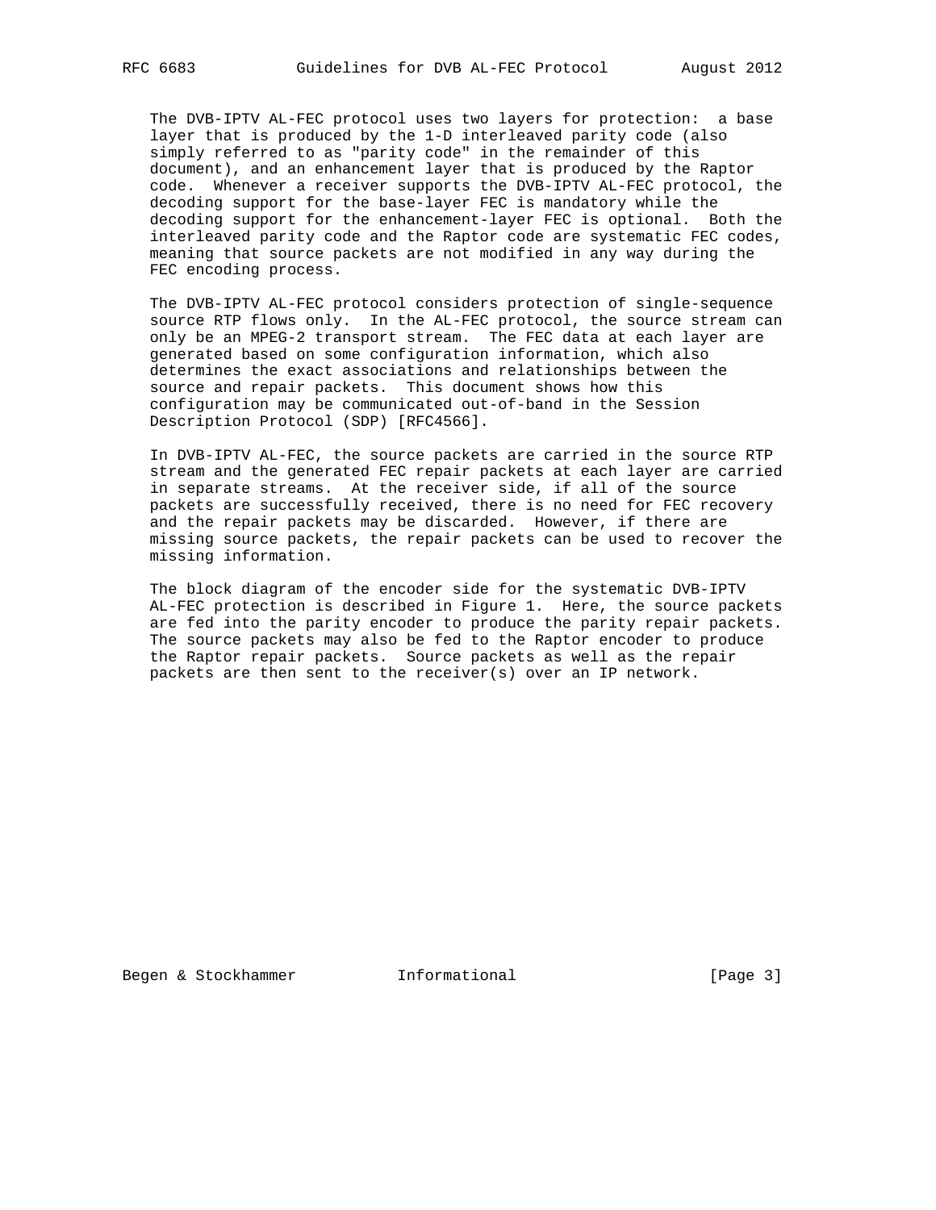The DVB-IPTV AL-FEC protocol uses two layers for protection: a base layer that is produced by the 1-D interleaved parity code (also simply referred to as "parity code" in the remainder of this document), and an enhancement layer that is produced by the Raptor code. Whenever a receiver supports the DVB-IPTV AL-FEC protocol, the decoding support for the base-layer FEC is mandatory while the decoding support for the enhancement-layer FEC is optional. Both the interleaved parity code and the Raptor code are systematic FEC codes, meaning that source packets are not modified in any way during the FEC encoding process.

The DVB-IPTV AL-FEC protocol considers protection of single-sequence source RTP flows only. In the AL-FEC protocol, the source stream can only be an MPEG-2 transport stream. The FEC data at each layer are generated based on some configuration information, which also determines the exact associations and relationships between the source and repair packets. This document shows how this configuration may be communicated out-of-band in the Session Description Protocol (SDP) [RFC4566].

In DVB-IPTV AL-FEC, the source packets are carried in the source RTP stream and the generated FEC repair packets at each layer are carried in separate streams. At the receiver side, if all of the source packets are successfully received, there is no need for FEC recovery and the repair packets may be discarded. However, if there are missing source packets, the repair packets can be used to recover the missing information.

The block diagram of the encoder side for the systematic DVB-IPTV AL-FEC protection is described in Figure 1. Here, the source packets are fed into the parity encoder to produce the parity repair packets. The source packets may also be fed to the Raptor encoder to produce the Raptor repair packets. Source packets as well as the repair packets are then sent to the receiver(s) over an IP network.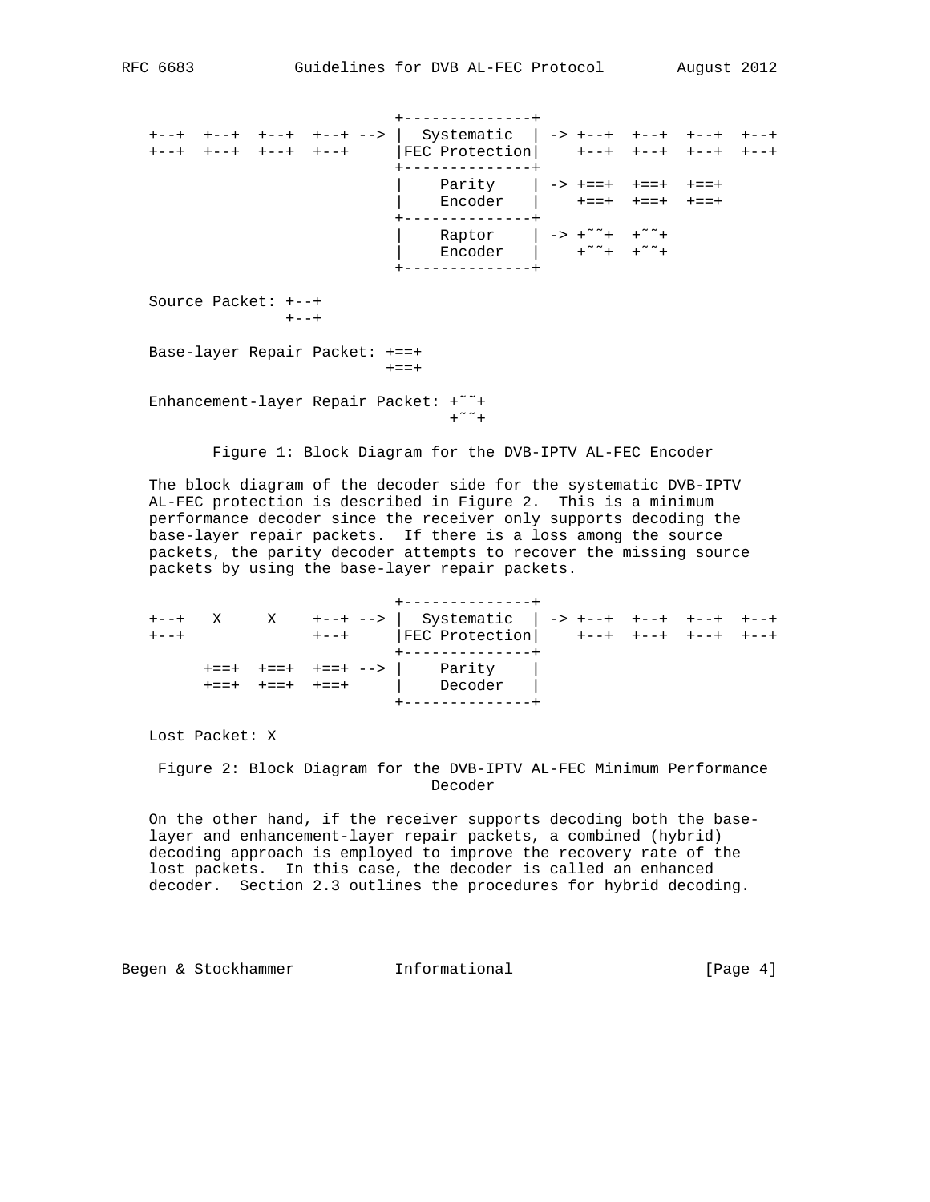```
                                 +--------------+
   +--+  +--+  +--+  +--+ --> |  Systematic  | -> +--+  +--+  +--+  +--+
   +--+  +--+  +--+  +--+     |FEC Protection|    +--+  +--+  +--+  +--+
                                 +--------------+
                                 |    Parity    | -> +==+  +==+  +==+
                                 |    Encoder   |    +==+  +==+  +==+
                                 +--------------+
                                 |    Raptor    | -> +~~+  +~~+
                                 |    Encoder   |    +~~+  +~~+
                                 +--------------+

   Source Packet: +--+
                  +--+

   Base-layer Repair Packet: +==+
                             +==+

   Enhancement-layer Repair Packet: +~~+
                                    +~~+
```

Figure 1: Block Diagram for the DVB-IPTV AL-FEC Encoder

The block diagram of the decoder side for the systematic DVB-IPTV AL-FEC protection is described in Figure 2. This is a minimum performance decoder since the receiver only supports decoding the base-layer repair packets. If there is a loss among the source packets, the parity decoder attempts to recover the missing source packets by using the base-layer repair packets.

```
                                 +--------------+
   +--+   X     X    +--+ --> |  Systematic  | -> +--+  +--+  +--+  +--+
   +--+              +--+     |FEC Protection|    +--+  +--+  +--+  +--+
                                 +--------------+
         +==+  +==+  +==+ --> |    Parity    |
         +==+  +==+  +==+     |    Decoder   |
                                 +--------------+

   Lost Packet: X
```

Figure 2: Block Diagram for the DVB-IPTV AL-FEC Minimum Performance Decoder

On the other hand, if the receiver supports decoding both the base-layer and enhancement-layer repair packets, a combined (hybrid) decoding approach is employed to improve the recovery rate of the lost packets. In this case, the decoder is called an enhanced decoder. Section 2.3 outlines the procedures for hybrid decoding.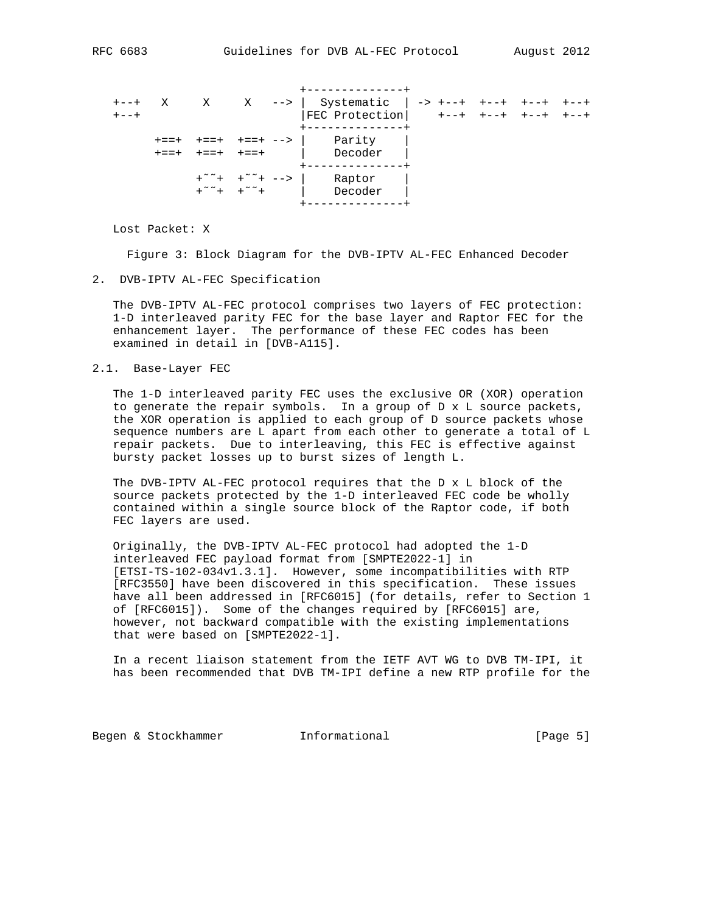```
                                 +--------------+
   +--+   X     X     X   --> |  Systematic  | -> +--+  +--+  +--+  +--+
   +--+                       |FEC Protection|    +--+  +--+  +--+  +--+
                                 +--------------+
         +==+  +==+  +==+ --> |    Parity    |
         +==+  +==+  +==+     |    Decoder   |
                                 +--------------+
               +~~+  +~~+ --> |    Raptor    |
               +~~+  +~~+     |    Decoder   |
                                 +--------------+
```

Lost Packet: X

Figure 3: Block Diagram for the DVB-IPTV AL-FEC Enhanced Decoder

## 2. DVB-IPTV AL-FEC Specification

The DVB-IPTV AL-FEC protocol comprises two layers of FEC protection: 1-D interleaved parity FEC for the base layer and Raptor FEC for the enhancement layer. The performance of these FEC codes has been examined in detail in [DVB-A115].

### 2.1. Base-Layer FEC

The 1-D interleaved parity FEC uses the exclusive OR (XOR) operation to generate the repair symbols. In a group of D x L source packets, the XOR operation is applied to each group of D source packets whose sequence numbers are L apart from each other to generate a total of L repair packets. Due to interleaving, this FEC is effective against bursty packet losses up to burst sizes of length L.

The DVB-IPTV AL-FEC protocol requires that the D x L block of the source packets protected by the 1-D interleaved FEC code be wholly contained within a single source block of the Raptor code, if both FEC layers are used.

Originally, the DVB-IPTV AL-FEC protocol had adopted the 1-D interleaved FEC payload format from [SMPTE2022-1] in [ETSI-TS-102-034v1.3.1]. However, some incompatibilities with RTP [RFC3550] have been discovered in this specification. These issues have all been addressed in [RFC6015] (for details, refer to Section 1 of [RFC6015]). Some of the changes required by [RFC6015] are, however, not backward compatible with the existing implementations that were based on [SMPTE2022-1].

In a recent liaison statement from the IETF AVT WG to DVB TM-IPI, it has been recommended that DVB TM-IPI define a new RTP profile for the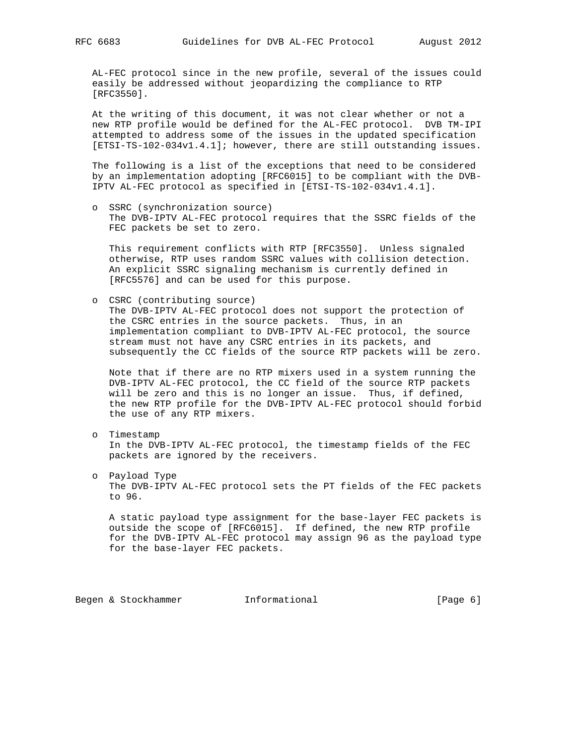AL-FEC protocol since in the new profile, several of the issues could easily be addressed without jeopardizing the compliance to RTP [RFC3550].

At the writing of this document, it was not clear whether or not a new RTP profile would be defined for the AL-FEC protocol. DVB TM-IPI attempted to address some of the issues in the updated specification [ETSI-TS-102-034v1.4.1]; however, there are still outstanding issues.

The following is a list of the exceptions that need to be considered by an implementation adopting [RFC6015] to be compliant with the DVB-IPTV AL-FEC protocol as specified in [ETSI-TS-102-034v1.4.1].

- SSRC (synchronization source)
  The DVB-IPTV AL-FEC protocol requires that the SSRC fields of the FEC packets be set to zero.

  This requirement conflicts with RTP [RFC3550]. Unless signaled otherwise, RTP uses random SSRC values with collision detection. An explicit SSRC signaling mechanism is currently defined in [RFC5576] and can be used for this purpose.

- CSRC (contributing source)
  The DVB-IPTV AL-FEC protocol does not support the protection of the CSRC entries in the source packets. Thus, in an implementation compliant to DVB-IPTV AL-FEC protocol, the source stream must not have any CSRC entries in its packets, and subsequently the CC fields of the source RTP packets will be zero.

  Note that if there are no RTP mixers used in a system running the DVB-IPTV AL-FEC protocol, the CC field of the source RTP packets will be zero and this is no longer an issue. Thus, if defined, the new RTP profile for the DVB-IPTV AL-FEC protocol should forbid the use of any RTP mixers.

- Timestamp
  In the DVB-IPTV AL-FEC protocol, the timestamp fields of the FEC packets are ignored by the receivers.

- Payload Type
  The DVB-IPTV AL-FEC protocol sets the PT fields of the FEC packets to 96.

  A static payload type assignment for the base-layer FEC packets is outside the scope of [RFC6015]. If defined, the new RTP profile for the DVB-IPTV AL-FEC protocol may assign 96 as the payload type for the base-layer FEC packets.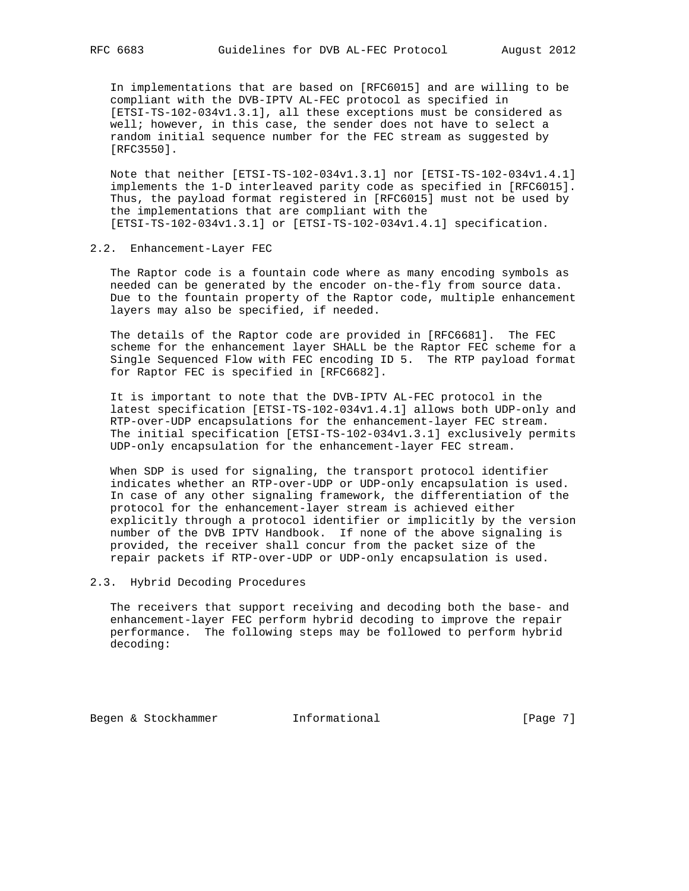In implementations that are based on [RFC6015] and are willing to be compliant with the DVB-IPTV AL-FEC protocol as specified in [ETSI-TS-102-034v1.3.1], all these exceptions must be considered as well; however, in this case, the sender does not have to select a random initial sequence number for the FEC stream as suggested by [RFC3550].

Note that neither [ETSI-TS-102-034v1.3.1] nor [ETSI-TS-102-034v1.4.1] implements the 1-D interleaved parity code as specified in [RFC6015]. Thus, the payload format registered in [RFC6015] must not be used by the implementations that are compliant with the [ETSI-TS-102-034v1.3.1] or [ETSI-TS-102-034v1.4.1] specification.

## 2.2. Enhancement-Layer FEC

The Raptor code is a fountain code where as many encoding symbols as needed can be generated by the encoder on-the-fly from source data. Due to the fountain property of the Raptor code, multiple enhancement layers may also be specified, if needed.

The details of the Raptor code are provided in [RFC6681]. The FEC scheme for the enhancement layer SHALL be the Raptor FEC scheme for a Single Sequenced Flow with FEC encoding ID 5. The RTP payload format for Raptor FEC is specified in [RFC6682].

It is important to note that the DVB-IPTV AL-FEC protocol in the latest specification [ETSI-TS-102-034v1.4.1] allows both UDP-only and RTP-over-UDP encapsulations for the enhancement-layer FEC stream. The initial specification [ETSI-TS-102-034v1.3.1] exclusively permits UDP-only encapsulation for the enhancement-layer FEC stream.

When SDP is used for signaling, the transport protocol identifier indicates whether an RTP-over-UDP or UDP-only encapsulation is used. In case of any other signaling framework, the differentiation of the protocol for the enhancement-layer stream is achieved either explicitly through a protocol identifier or implicitly by the version number of the DVB IPTV Handbook. If none of the above signaling is provided, the receiver shall concur from the packet size of the repair packets if RTP-over-UDP or UDP-only encapsulation is used.

## 2.3. Hybrid Decoding Procedures

The receivers that support receiving and decoding both the base- and enhancement-layer FEC perform hybrid decoding to improve the repair performance. The following steps may be followed to perform hybrid decoding: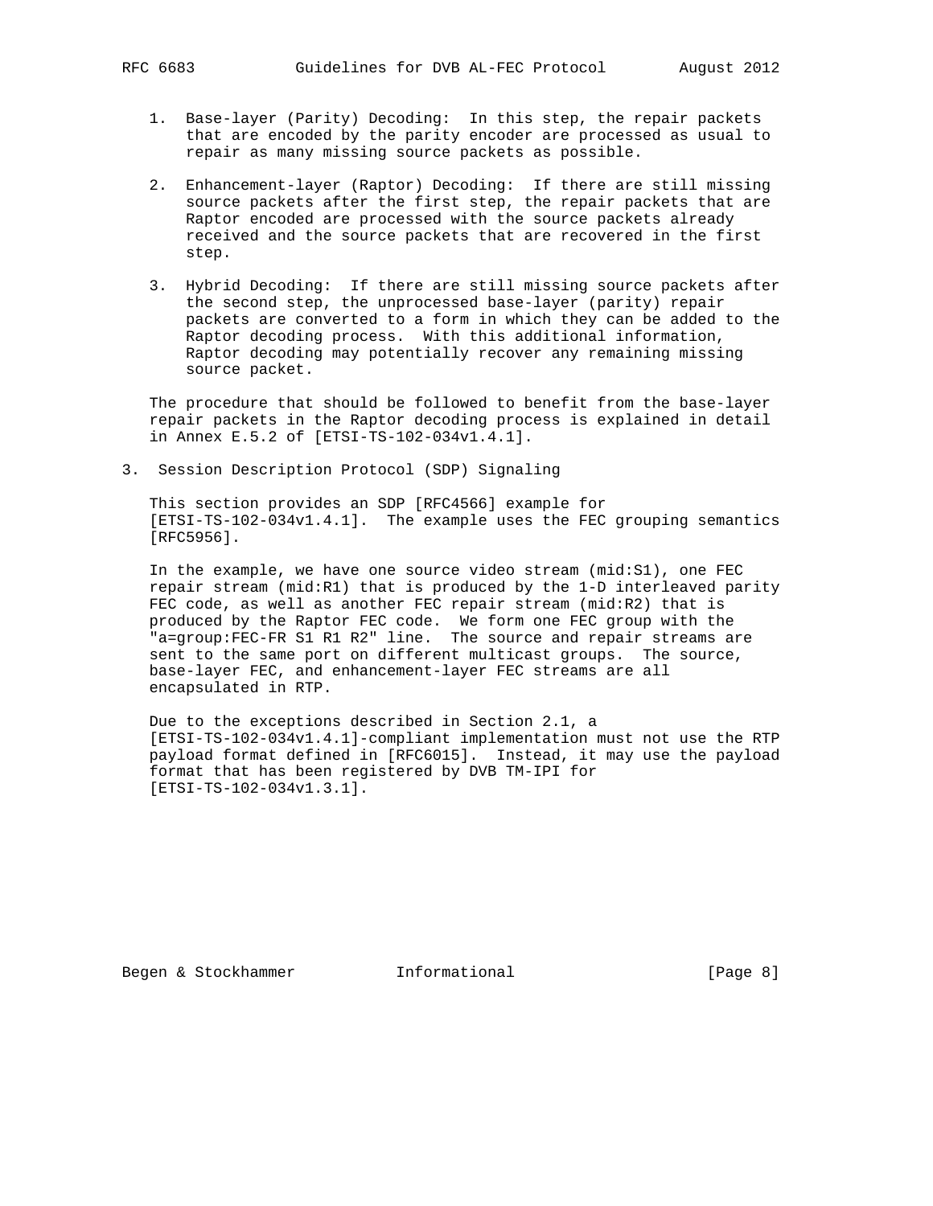1. Base-layer (Parity) Decoding: In this step, the repair packets that are encoded by the parity encoder are processed as usual to repair as many missing source packets as possible.

2. Enhancement-layer (Raptor) Decoding: If there are still missing source packets after the first step, the repair packets that are Raptor encoded are processed with the source packets already received and the source packets that are recovered in the first step.

3. Hybrid Decoding: If there are still missing source packets after the second step, the unprocessed base-layer (parity) repair packets are converted to a form in which they can be added to the Raptor decoding process. With this additional information, Raptor decoding may potentially recover any remaining missing source packet.

The procedure that should be followed to benefit from the base-layer repair packets in the Raptor decoding process is explained in detail in Annex E.5.2 of [ETSI-TS-102-034v1.4.1].

## 3. Session Description Protocol (SDP) Signaling

This section provides an SDP [RFC4566] example for [ETSI-TS-102-034v1.4.1]. The example uses the FEC grouping semantics [RFC5956].

In the example, we have one source video stream (mid:S1), one FEC repair stream (mid:R1) that is produced by the 1-D interleaved parity FEC code, as well as another FEC repair stream (mid:R2) that is produced by the Raptor FEC code. We form one FEC group with the "a=group:FEC-FR S1 R1 R2" line. The source and repair streams are sent to the same port on different multicast groups. The source, base-layer FEC, and enhancement-layer FEC streams are all encapsulated in RTP.

Due to the exceptions described in Section 2.1, a [ETSI-TS-102-034v1.4.1]-compliant implementation must not use the RTP payload format defined in [RFC6015]. Instead, it may use the payload format that has been registered by DVB TM-IPI for [ETSI-TS-102-034v1.3.1].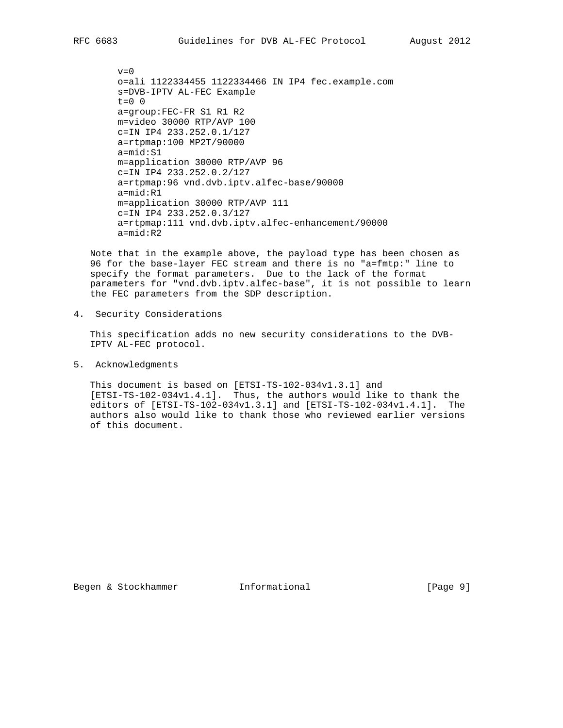```
v=0
o=ali 1122334455 1122334466 IN IP4 fec.example.com
s=DVB-IPTV AL-FEC Example
t=0 0
a=group:FEC-FR S1 R1 R2
m=video 30000 RTP/AVP 100
c=IN IP4 233.252.0.1/127
a=rtpmap:100 MP2T/90000
a=mid:S1
m=application 30000 RTP/AVP 96
c=IN IP4 233.252.0.2/127
a=rtpmap:96 vnd.dvb.iptv.alfec-base/90000
a=mid:R1
m=application 30000 RTP/AVP 111
c=IN IP4 233.252.0.3/127
a=rtpmap:111 vnd.dvb.iptv.alfec-enhancement/90000
a=mid:R2
```

Note that in the example above, the payload type has been chosen as 96 for the base-layer FEC stream and there is no "a=fmtp:" line to specify the format parameters. Due to the lack of the format parameters for "vnd.dvb.iptv.alfec-base", it is not possible to learn the FEC parameters from the SDP description.

## 4. Security Considerations

This specification adds no new security considerations to the DVB-IPTV AL-FEC protocol.

## 5. Acknowledgments

This document is based on [ETSI-TS-102-034v1.3.1] and [ETSI-TS-102-034v1.4.1]. Thus, the authors would like to thank the editors of [ETSI-TS-102-034v1.3.1] and [ETSI-TS-102-034v1.4.1]. The authors also would like to thank those who reviewed earlier versions of this document.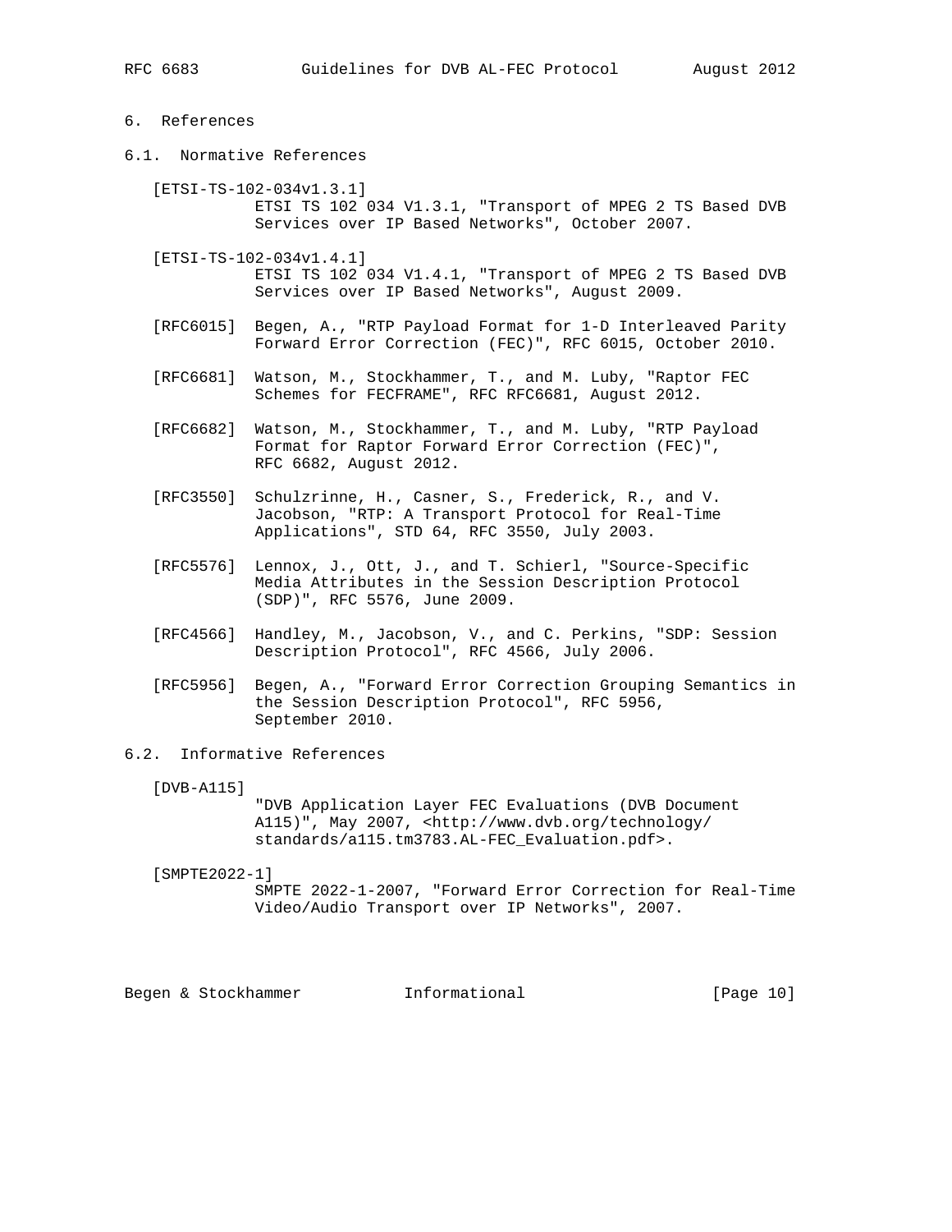# 6. References

## 6.1. Normative References

[ETSI-TS-102-034v1.3.1]
ETSI TS 102 034 V1.3.1, "Transport of MPEG 2 TS Based DVB Services over IP Based Networks", October 2007.

[ETSI-TS-102-034v1.4.1]
ETSI TS 102 034 V1.4.1, "Transport of MPEG 2 TS Based DVB Services over IP Based Networks", August 2009.

[RFC6015] Begen, A., "RTP Payload Format for 1-D Interleaved Parity Forward Error Correction (FEC)", RFC 6015, October 2010.

[RFC6681] Watson, M., Stockhammer, T., and M. Luby, "Raptor FEC Schemes for FECFRAME", RFC RFC6681, August 2012.

[RFC6682] Watson, M., Stockhammer, T., and M. Luby, "RTP Payload Format for Raptor Forward Error Correction (FEC)", RFC 6682, August 2012.

[RFC3550] Schulzrinne, H., Casner, S., Frederick, R., and V. Jacobson, "RTP: A Transport Protocol for Real-Time Applications", STD 64, RFC 3550, July 2003.

[RFC5576] Lennox, J., Ott, J., and T. Schierl, "Source-Specific Media Attributes in the Session Description Protocol (SDP)", RFC 5576, June 2009.

[RFC4566] Handley, M., Jacobson, V., and C. Perkins, "SDP: Session Description Protocol", RFC 4566, July 2006.

[RFC5956] Begen, A., "Forward Error Correction Grouping Semantics in the Session Description Protocol", RFC 5956, September 2010.

## 6.2. Informative References

[DVB-A115]
"DVB Application Layer FEC Evaluations (DVB Document A115)", May 2007, <http://www.dvb.org/technology/standards/a115.tm3783.AL-FEC_Evaluation.pdf>.

[SMPTE2022-1]
SMPTE 2022-1-2007, "Forward Error Correction for Real-Time Video/Audio Transport over IP Networks", 2007.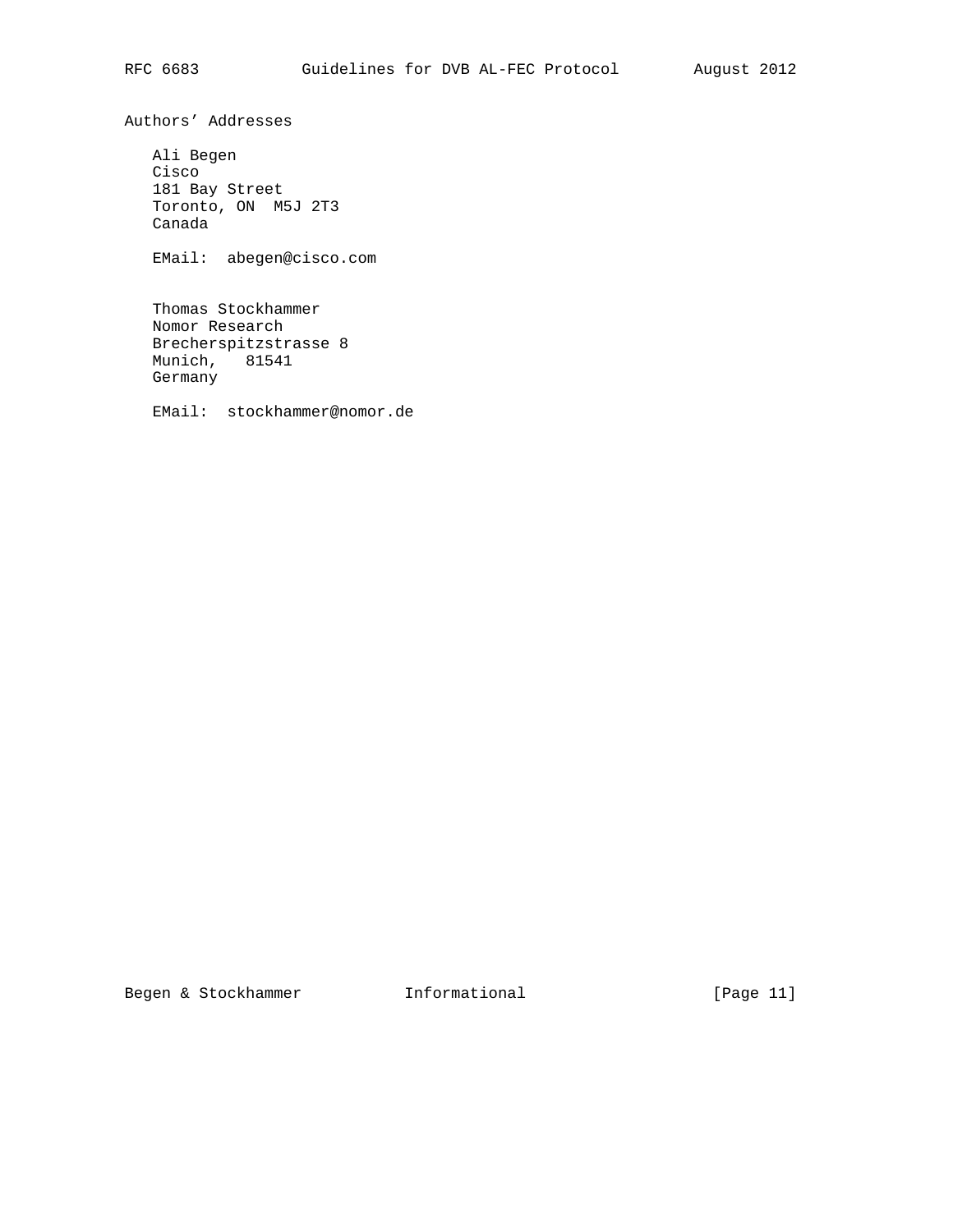## Authors' Addresses

Ali Begen
Cisco
181 Bay Street
Toronto, ON  M5J 2T3
Canada

EMail:  abegen@cisco.com

Thomas Stockhammer
Nomor Research
Brecherspitzstrasse 8
Munich,   81541
Germany

EMail:  stockhammer@nomor.de